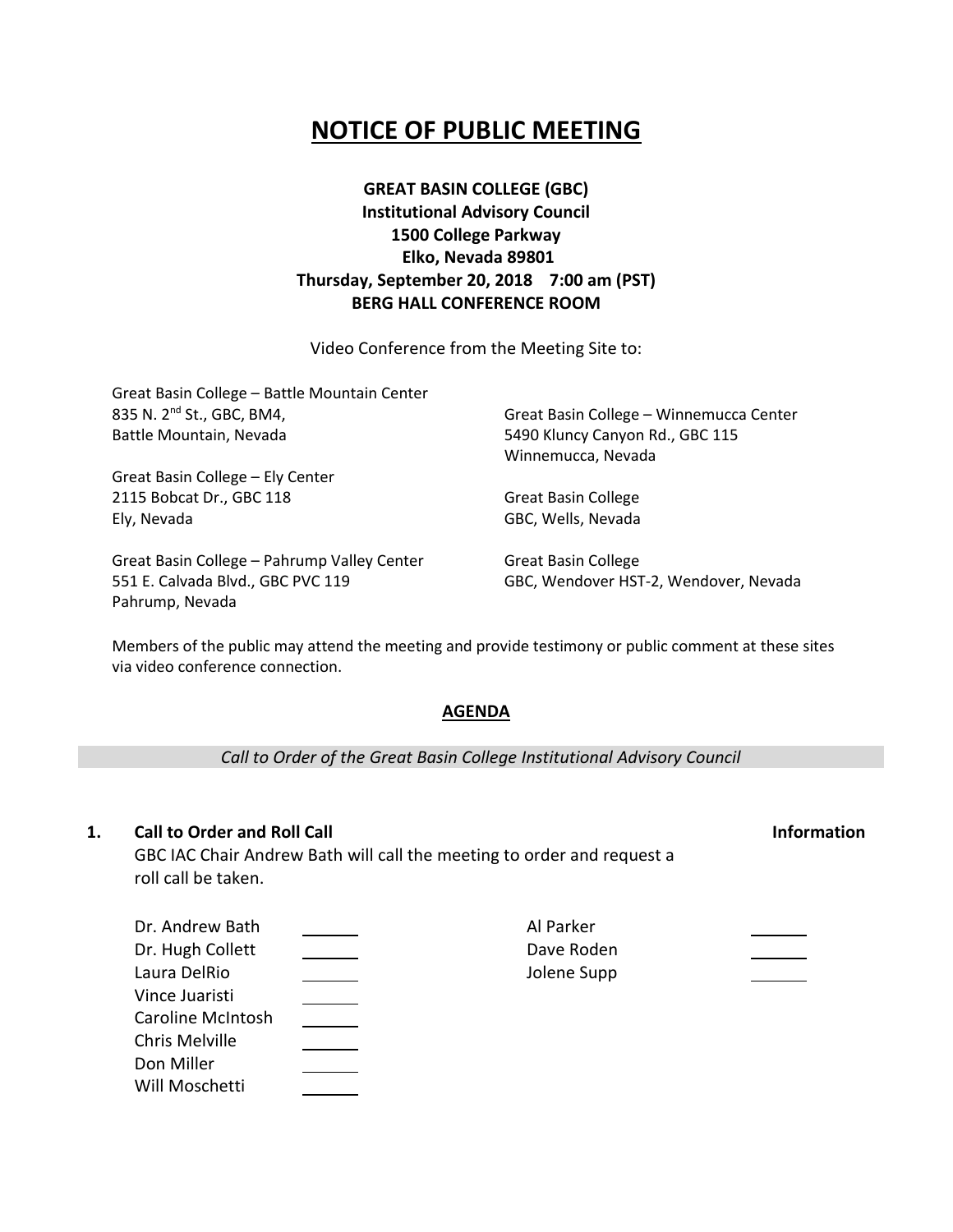# NOTICE OF PUBLIC MEETING

**GREAT BASIN COLLEGE (GBC)**
**Institutional Advisory Council**
**1500 College Parkway**
**Elko, Nevada 89801**
**Thursday, September 20, 2018 7:00 am (PST)**
**BERG HALL CONFERENCE ROOM**

Video Conference from the Meeting Site to:

Great Basin College – Battle Mountain Center
835 N. 2nd St., GBC, BM4,
Battle Mountain, Nevada

Great Basin College – Ely Center
2115 Bobcat Dr., GBC 118
Ely, Nevada

Great Basin College – Pahrump Valley Center
551 E. Calvada Blvd., GBC PVC 119
Pahrump, Nevada

Great Basin College – Winnemucca Center
5490 Kluncy Canyon Rd., GBC 115
Winnemucca, Nevada

Great Basin College
GBC, Wells, Nevada

Great Basin College
GBC, Wendover HST-2, Wendover, Nevada

Members of the public may attend the meeting and provide testimony or public comment at these sites via video conference connection.

## AGENDA

*Call to Order of the Great Basin College Institutional Advisory Council*

**1. Call to Order and Roll Call** **Information**

GBC IAC Chair Andrew Bath will call the meeting to order and request a roll call be taken.

| | | | |
|---|---|---|---|
| Dr. Andrew Bath | ______ | Al Parker | ______ |
| Dr. Hugh Collett | ______ | Dave Roden | ______ |
| Laura DelRio | ______ | Jolene Supp | ______ |
| Vince Juaristi | ______ | | |
| Caroline McIntosh | ______ | | |
| Chris Melville | ______ | | |
| Don Miller | ______ | | |
| Will Moschetti | ______ | | |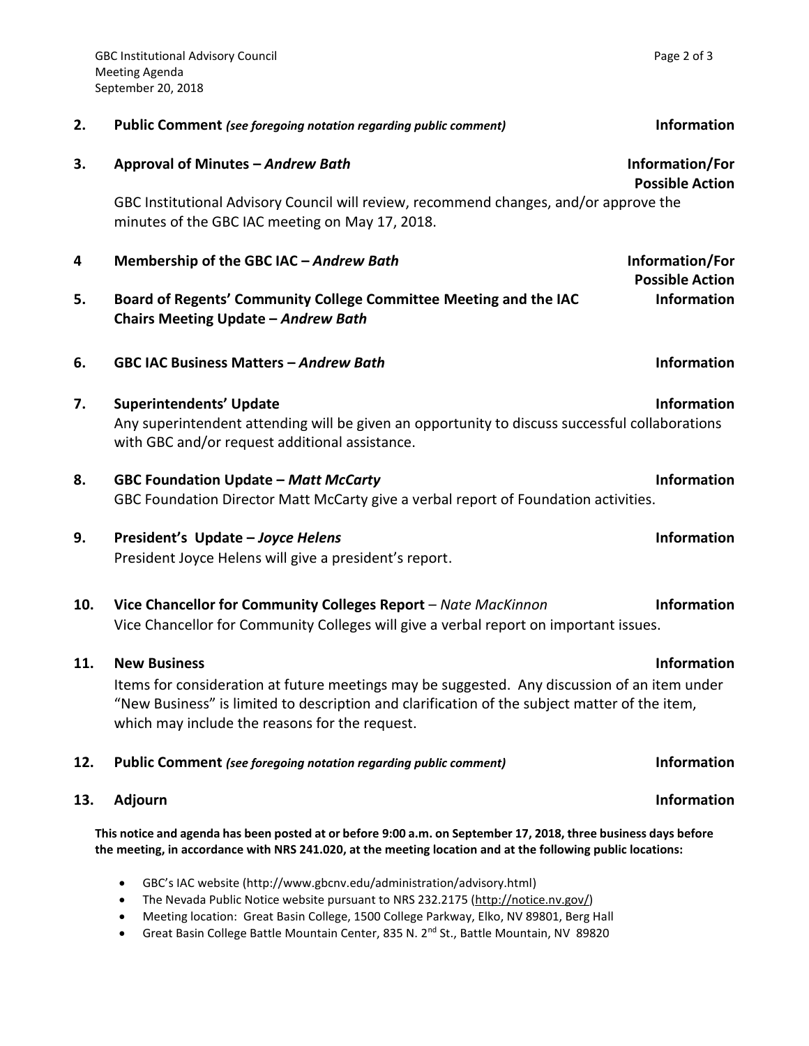**2. Public Comment** *(see foregoing notation regarding public comment)* — **Information**

**3. Approval of Minutes – *Andrew Bath*** — **Information/For Possible Action**

GBC Institutional Advisory Council will review, recommend changes, and/or approve the minutes of the GBC IAC meeting on May 17, 2018.

**4 Membership of the GBC IAC – *Andrew Bath*** — **Information/For Possible Action**

**5. Board of Regents' Community College Committee Meeting and the IAC Chairs Meeting Update – *Andrew Bath*** — **Information**

**6. GBC IAC Business Matters – *Andrew Bath*** — **Information**

**7. Superintendents' Update** — **Information**

Any superintendent attending will be given an opportunity to discuss successful collaborations with GBC and/or request additional assistance.

**8. GBC Foundation Update – *Matt McCarty*** — **Information**

GBC Foundation Director Matt McCarty give a verbal report of Foundation activities.

**9. President's Update – *Joyce Helens*** — **Information**

President Joyce Helens will give a president's report.

**10. Vice Chancellor for Community Colleges Report** – *Nate MacKinnon* — **Information**

Vice Chancellor for Community Colleges will give a verbal report on important issues.

**11. New Business** — **Information**

Items for consideration at future meetings may be suggested. Any discussion of an item under "New Business" is limited to description and clarification of the subject matter of the item, which may include the reasons for the request.

**12. Public Comment** *(see foregoing notation regarding public comment)* — **Information**

**13. Adjourn** — **Information**

**This notice and agenda has been posted at or before 9:00 a.m. on September 17, 2018, three business days before the meeting, in accordance with NRS 241.020, at the meeting location and at the following public locations:**

- GBC's IAC website (http://www.gbcnv.edu/administration/advisory.html)
- The Nevada Public Notice website pursuant to NRS 232.2175 (http://notice.nv.gov/)
- Meeting location: Great Basin College, 1500 College Parkway, Elko, NV 89801, Berg Hall
- Great Basin College Battle Mountain Center, 835 N. 2nd St., Battle Mountain, NV 89820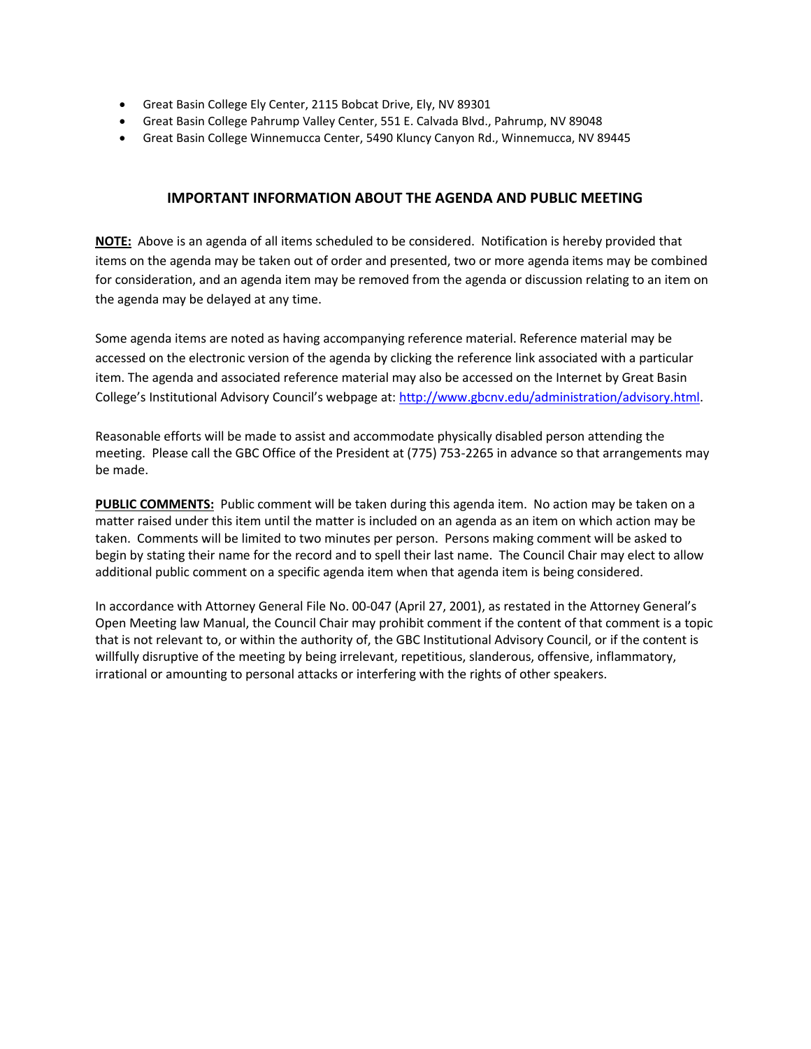- Great Basin College Ely Center, 2115 Bobcat Drive, Ely, NV 89301
- Great Basin College Pahrump Valley Center, 551 E. Calvada Blvd., Pahrump, NV 89048
- Great Basin College Winnemucca Center, 5490 Kluncy Canyon Rd., Winnemucca, NV 89445

## IMPORTANT INFORMATION ABOUT THE AGENDA AND PUBLIC MEETING

**NOTE:** Above is an agenda of all items scheduled to be considered. Notification is hereby provided that items on the agenda may be taken out of order and presented, two or more agenda items may be combined for consideration, and an agenda item may be removed from the agenda or discussion relating to an item on the agenda may be delayed at any time.

Some agenda items are noted as having accompanying reference material. Reference material may be accessed on the electronic version of the agenda by clicking the reference link associated with a particular item. The agenda and associated reference material may also be accessed on the Internet by Great Basin College's Institutional Advisory Council's webpage at: http://www.gbcnv.edu/administration/advisory.html.

Reasonable efforts will be made to assist and accommodate physically disabled person attending the meeting. Please call the GBC Office of the President at (775) 753-2265 in advance so that arrangements may be made.

**PUBLIC COMMENTS:** Public comment will be taken during this agenda item. No action may be taken on a matter raised under this item until the matter is included on an agenda as an item on which action may be taken. Comments will be limited to two minutes per person. Persons making comment will be asked to begin by stating their name for the record and to spell their last name. The Council Chair may elect to allow additional public comment on a specific agenda item when that agenda item is being considered.

In accordance with Attorney General File No. 00-047 (April 27, 2001), as restated in the Attorney General's Open Meeting law Manual, the Council Chair may prohibit comment if the content of that comment is a topic that is not relevant to, or within the authority of, the GBC Institutional Advisory Council, or if the content is willfully disruptive of the meeting by being irrelevant, repetitious, slanderous, offensive, inflammatory, irrational or amounting to personal attacks or interfering with the rights of other speakers.